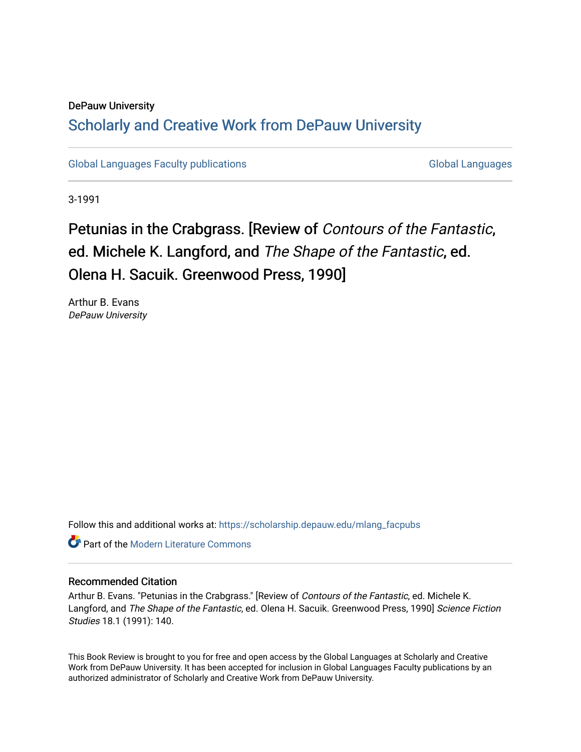DePauw University

## Scholarly and Creative Work from DePauw University

Global Languages Faculty publications | Global Languages

3-1991

# Petunias in the Crabgrass. [Review of *Contours of the Fantastic*, ed. Michele K. Langford, and *The Shape of the Fantastic*, ed. Olena H. Sacuik. Greenwood Press, 1990]

Arthur B. Evans
*DePauw University*

Follow this and additional works at: https://scholarship.depauw.edu/mlang_facpubs

Part of the Modern Literature Commons

### Recommended Citation

Arthur B. Evans. "Petunias in the Crabgrass." [Review of *Contours of the Fantastic*, ed. Michele K. Langford, and *The Shape of the Fantastic*, ed. Olena H. Sacuik. Greenwood Press, 1990] *Science Fiction Studies* 18.1 (1991): 140.

This Book Review is brought to you for free and open access by the Global Languages at Scholarly and Creative Work from DePauw University. It has been accepted for inclusion in Global Languages Faculty publications by an authorized administrator of Scholarly and Creative Work from DePauw University.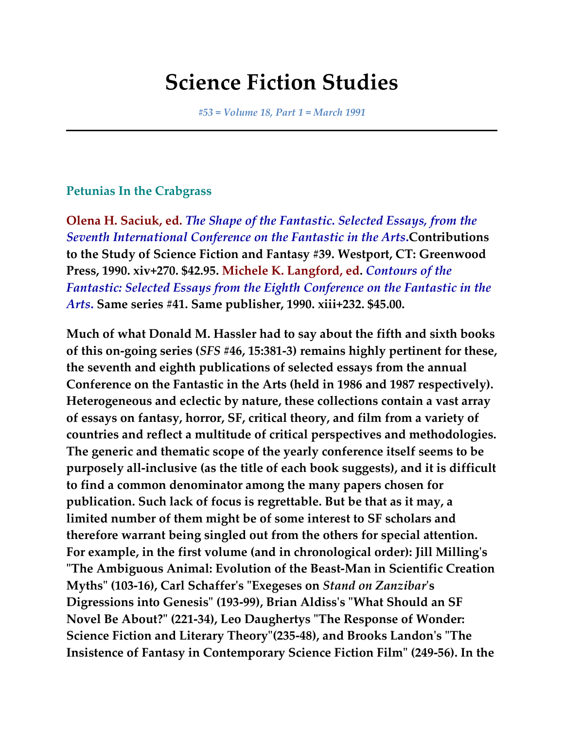# Science Fiction Studies

*#53 = Volume 18, Part 1 = March 1991*

---

### Petunias In the Crabgrass

**Olena H. Saciuk, ed.** ***The Shape of the Fantastic. Selected Essays, from the Seventh International Conference on the Fantastic in the Arts*****.Contributions to the Study of Science Fiction and Fantasy #39. Westport, CT: Greenwood Press, 1990. xiv+270. $42.95. Michele K. Langford, ed.** ***Contours of the Fantastic: Selected Essays from the Eighth Conference on the Fantastic in the Arts.*** **Same series #41. Same publisher, 1990. xiii+232. $45.00.**

**Much of what Donald M. Hassler had to say about the fifth and sixth books of this on-going series (*SFS* #46, 15:381-3) remains highly pertinent for these, the seventh and eighth publications of selected essays from the annual Conference on the Fantastic in the Arts (held in 1986 and 1987 respectively). Heterogeneous and eclectic by nature, these collections contain a vast array of essays on fantasy, horror, SF, critical theory, and film from a variety of countries and reflect a multitude of critical perspectives and methodologies. The generic and thematic scope of the yearly conference itself seems to be purposely all-inclusive (as the title of each book suggests), and it is difficult to find a common denominator among the many papers chosen for publication. Such lack of focus is regrettable. But be that as it may, a limited number of them might be of some interest to SF scholars and therefore warrant being singled out from the others for special attention. For example, in the first volume (and in chronological order): Jill Milling's "The Ambiguous Animal: Evolution of the Beast-Man in Scientific Creation Myths" (103-16), Carl Schaffer's "Exegeses on *Stand on Zanzibar*'s Digressions into Genesis" (193-99), Brian Aldiss's "What Should an SF Novel Be About?" (221-34), Leo Daughertys "The Response of Wonder: Science Fiction and Literary Theory"(235-48), and Brooks Landon's "The Insistence of Fantasy in Contemporary Science Fiction Film" (249-56). In the**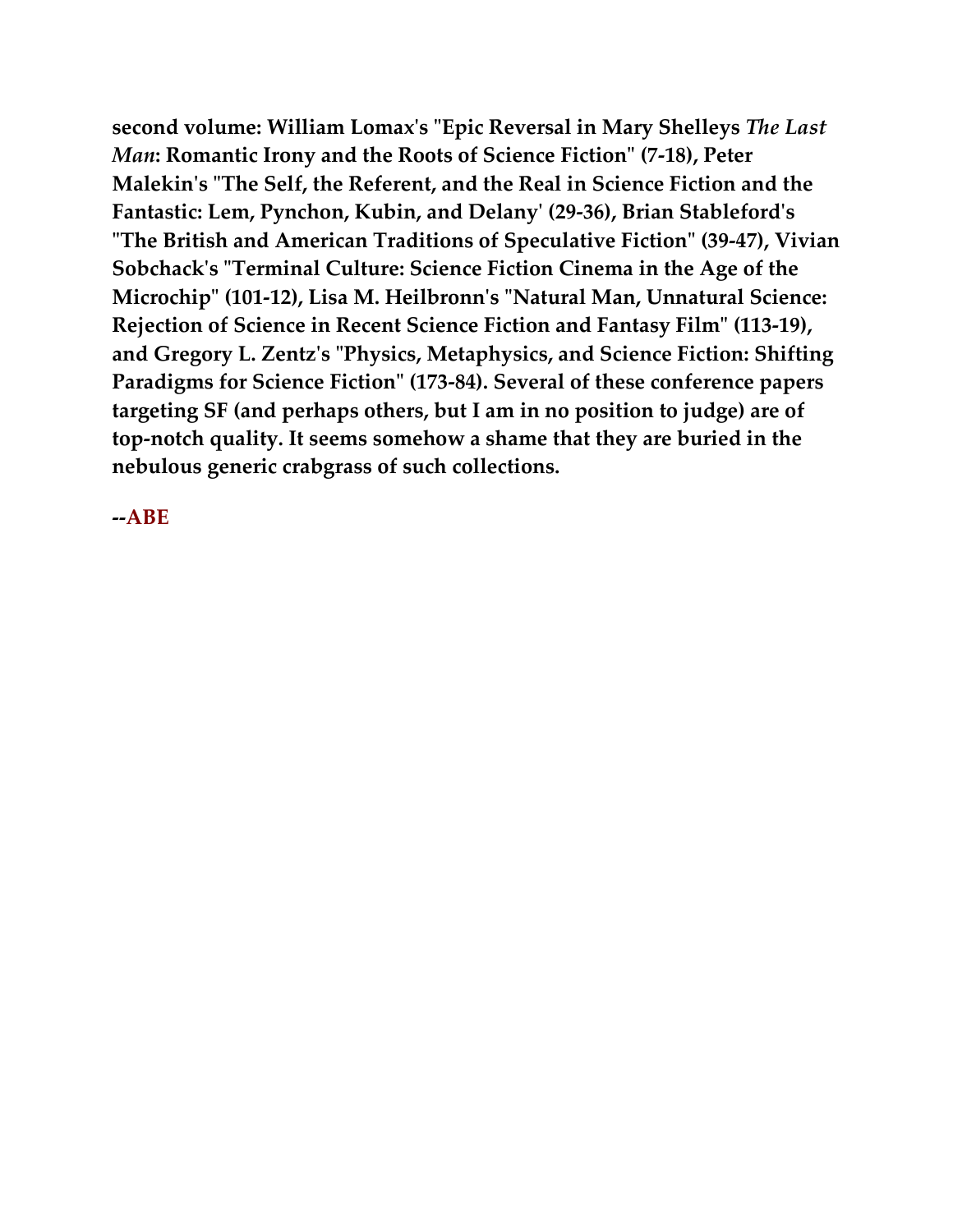**second volume: William Lomax's "Epic Reversal in Mary Shelleys *The Last Man*: Romantic Irony and the Roots of Science Fiction" (7-18), Peter Malekin's "The Self, the Referent, and the Real in Science Fiction and the Fantastic: Lem, Pynchon, Kubin, and Delany' (29-36), Brian Stableford's "The British and American Traditions of Speculative Fiction" (39-47), Vivian Sobchack's "Terminal Culture: Science Fiction Cinema in the Age of the Microchip" (101-12), Lisa M. Heilbronn's "Natural Man, Unnatural Science: Rejection of Science in Recent Science Fiction and Fantasy Film" (113-19), and Gregory L. Zentz's "Physics, Metaphysics, and Science Fiction: Shifting Paradigms for Science Fiction" (173-84). Several of these conference papers targeting SF (and perhaps others, but I am in no position to judge) are of top-notch quality. It seems somehow a shame that they are buried in the nebulous generic crabgrass of such collections.**

**--ABE**